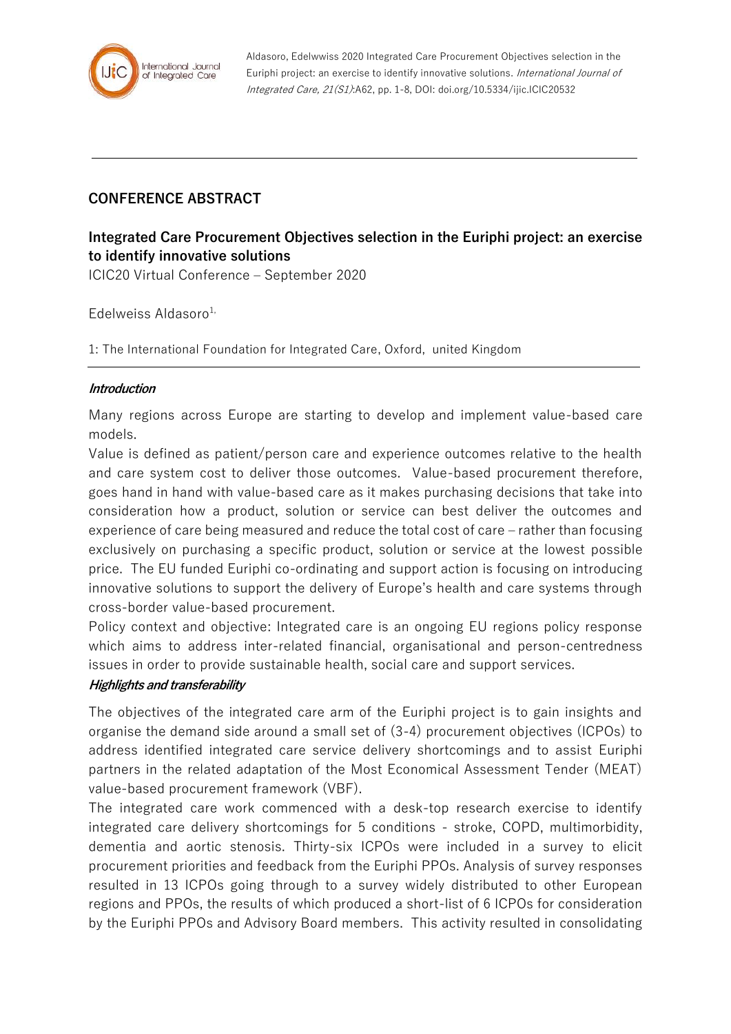## CONFERENCE ABSTRACT

# Integrated Care Procurement Objectives selection in the Euriphi project: an exercise to identify innovative solutions

ICIC20 Virtual Conference – September 2020

Edelweiss Aldasoro[1,]

1: The International Foundation for Integrated Care, Oxford, united Kingdom

***Introduction***

Many regions across Europe are starting to develop and implement value-based care models.

Value is defined as patient/person care and experience outcomes relative to the health and care system cost to deliver those outcomes. Value-based procurement therefore, goes hand in hand with value-based care as it makes purchasing decisions that take into consideration how a product, solution or service can best deliver the outcomes and experience of care being measured and reduce the total cost of care – rather than focusing exclusively on purchasing a specific product, solution or service at the lowest possible price. The EU funded Euriphi co-ordinating and support action is focusing on introducing innovative solutions to support the delivery of Europe's health and care systems through cross-border value-based procurement.

Policy context and objective: Integrated care is an ongoing EU regions policy response which aims to address inter-related financial, organisational and person-centredness issues in order to provide sustainable health, social care and support services.

***Highlights and transferability***

The objectives of the integrated care arm of the Euriphi project is to gain insights and organise the demand side around a small set of (3-4) procurement objectives (ICPOs) to address identified integrated care service delivery shortcomings and to assist Euriphi partners in the related adaptation of the Most Economical Assessment Tender (MEAT) value-based procurement framework (VBF).

The integrated care work commenced with a desk-top research exercise to identify integrated care delivery shortcomings for 5 conditions - stroke, COPD, multimorbidity, dementia and aortic stenosis. Thirty-six ICPOs were included in a survey to elicit procurement priorities and feedback from the Euriphi PPOs. Analysis of survey responses resulted in 13 ICPOs going through to a survey widely distributed to other European regions and PPOs, the results of which produced a short-list of 6 ICPOs for consideration by the Euriphi PPOs and Advisory Board members. This activity resulted in consolidating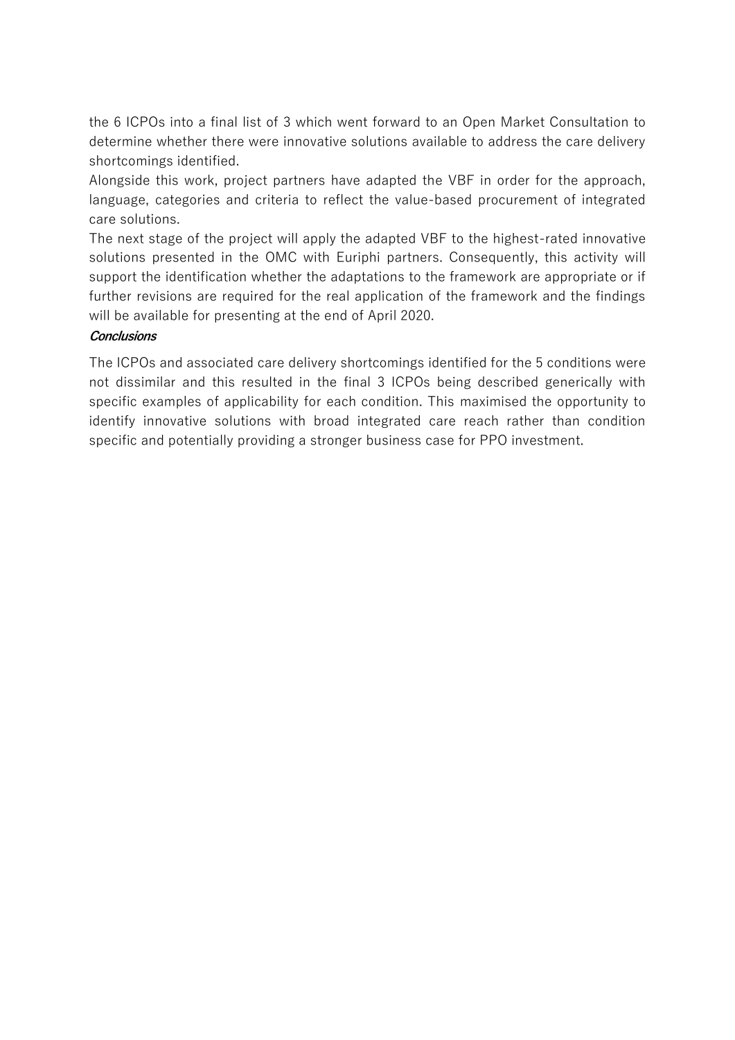the 6 ICPOs into a final list of 3 which went forward to an Open Market Consultation to determine whether there were innovative solutions available to address the care delivery shortcomings identified.

Alongside this work, project partners have adapted the VBF in order for the approach, language, categories and criteria to reflect the value-based procurement of integrated care solutions.

The next stage of the project will apply the adapted VBF to the highest-rated innovative solutions presented in the OMC with Euriphi partners. Consequently, this activity will support the identification whether the adaptations to the framework are appropriate or if further revisions are required for the real application of the framework and the findings will be available for presenting at the end of April 2020.

***Conclusions***

The ICPOs and associated care delivery shortcomings identified for the 5 conditions were not dissimilar and this resulted in the final 3 ICPOs being described generically with specific examples of applicability for each condition. This maximised the opportunity to identify innovative solutions with broad integrated care reach rather than condition specific and potentially providing a stronger business case for PPO investment.